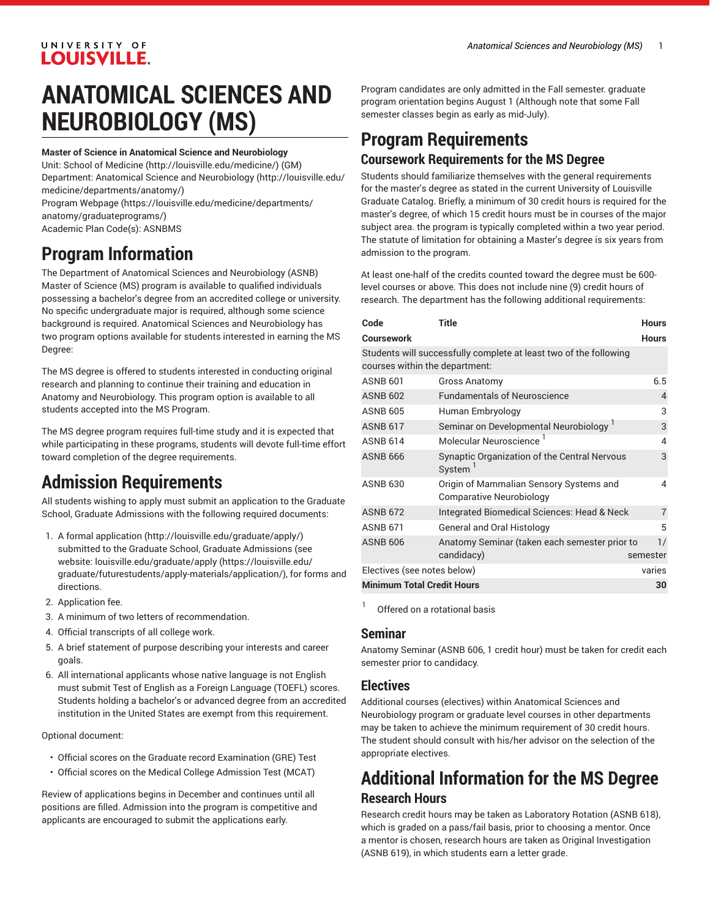# ANATOMICAL SCIENCES AND NEUROBIOLOGY (MS)

**Master of Science in Anatomical Science and Neurobiology**

Unit: School of Medicine (http://louisville.edu/medicine/) (GM)
Department: Anatomical Science and Neurobiology (http://louisville.edu/medicine/departments/anatomy/)
Program Webpage (https://louisville.edu/medicine/departments/anatomy/graduateprograms/)
Academic Plan Code(s): ASNBMS

## Program Information

The Department of Anatomical Sciences and Neurobiology (ASNB) Master of Science (MS) program is available to qualified individuals possessing a bachelor's degree from an accredited college or university. No specific undergraduate major is required, although some science background is required. Anatomical Sciences and Neurobiology has two program options available for students interested in earning the MS Degree:

The MS degree is offered to students interested in conducting original research and planning to continue their training and education in Anatomy and Neurobiology. This program option is available to all students accepted into the MS Program.

The MS degree program requires full-time study and it is expected that while participating in these programs, students will devote full-time effort toward completion of the degree requirements.

## Admission Requirements

All students wishing to apply must submit an application to the Graduate School, Graduate Admissions with the following required documents:

1. A formal application (http://louisville.edu/graduate/apply/) submitted to the Graduate School, Graduate Admissions (see website: louisville.edu/graduate/apply (https://louisville.edu/graduate/futurestudents/apply-materials/application/), for forms and directions.
2. Application fee.
3. A minimum of two letters of recommendation.
4. Official transcripts of all college work.
5. A brief statement of purpose describing your interests and career goals.
6. All international applicants whose native language is not English must submit Test of English as a Foreign Language (TOEFL) scores. Students holding a bachelor's or advanced degree from an accredited institution in the United States are exempt from this requirement.

Optional document:

- Official scores on the Graduate record Examination (GRE) Test
- Official scores on the Medical College Admission Test (MCAT)

Review of applications begins in December and continues until all positions are filled. Admission into the program is competitive and applicants are encouraged to submit the applications early.

Program candidates are only admitted in the Fall semester. graduate program orientation begins August 1 (Although note that some Fall semester classes begin as early as mid-July).

## Program Requirements

### Coursework Requirements for the MS Degree

Students should familiarize themselves with the general requirements for the master's degree as stated in the current University of Louisville Graduate Catalog. Briefly, a minimum of 30 credit hours is required for the master's degree, of which 15 credit hours must be in courses of the major subject area. the program is typically completed within a two year period. The statute of limitation for obtaining a Master's degree is six years from admission to the program.

At least one-half of the credits counted toward the degree must be 600-level courses or above. This does not include nine (9) credit hours of research. The department has the following additional requirements:

| Code | Title | Hours |
|---|---|---|
| **Coursework** | | **Hours** |
| Students will successfully complete at least two of the following courses within the department: | | |
| ASNB 601 | Gross Anatomy | 6.5 |
| ASNB 602 | Fundamentals of Neuroscience | 4 |
| ASNB 605 | Human Embryology | 3 |
| ASNB 617 | Seminar on Developmental Neurobiology [1] | 3 |
| ASNB 614 | Molecular Neuroscience [1] | 4 |
| ASNB 666 | Synaptic Organization of the Central Nervous System [1] | 3 |
| ASNB 630 | Origin of Mammalian Sensory Systems and Comparative Neurobiology | 4 |
| ASNB 672 | Integrated Biomedical Sciences: Head & Neck | 7 |
| ASNB 671 | General and Oral Histology | 5 |
| ASNB 606 | Anatomy Seminar (taken each semester prior to candidacy) | 1/semester |
| Electives (see notes below) | | varies |
| **Minimum Total Credit Hours** | | **30** |

[1] Offered on a rotational basis

### Seminar

Anatomy Seminar (ASNB 606, 1 credit hour) must be taken for credit each semester prior to candidacy.

### Electives

Additional courses (electives) within Anatomical Sciences and Neurobiology program or graduate level courses in other departments may be taken to achieve the minimum requirement of 30 credit hours. The student should consult with his/her advisor on the selection of the appropriate electives.

## Additional Information for the MS Degree

### Research Hours

Research credit hours may be taken as Laboratory Rotation (ASNB 618), which is graded on a pass/fail basis, prior to choosing a mentor. Once a mentor is chosen, research hours are taken as Original Investigation (ASNB 619), in which students earn a letter grade.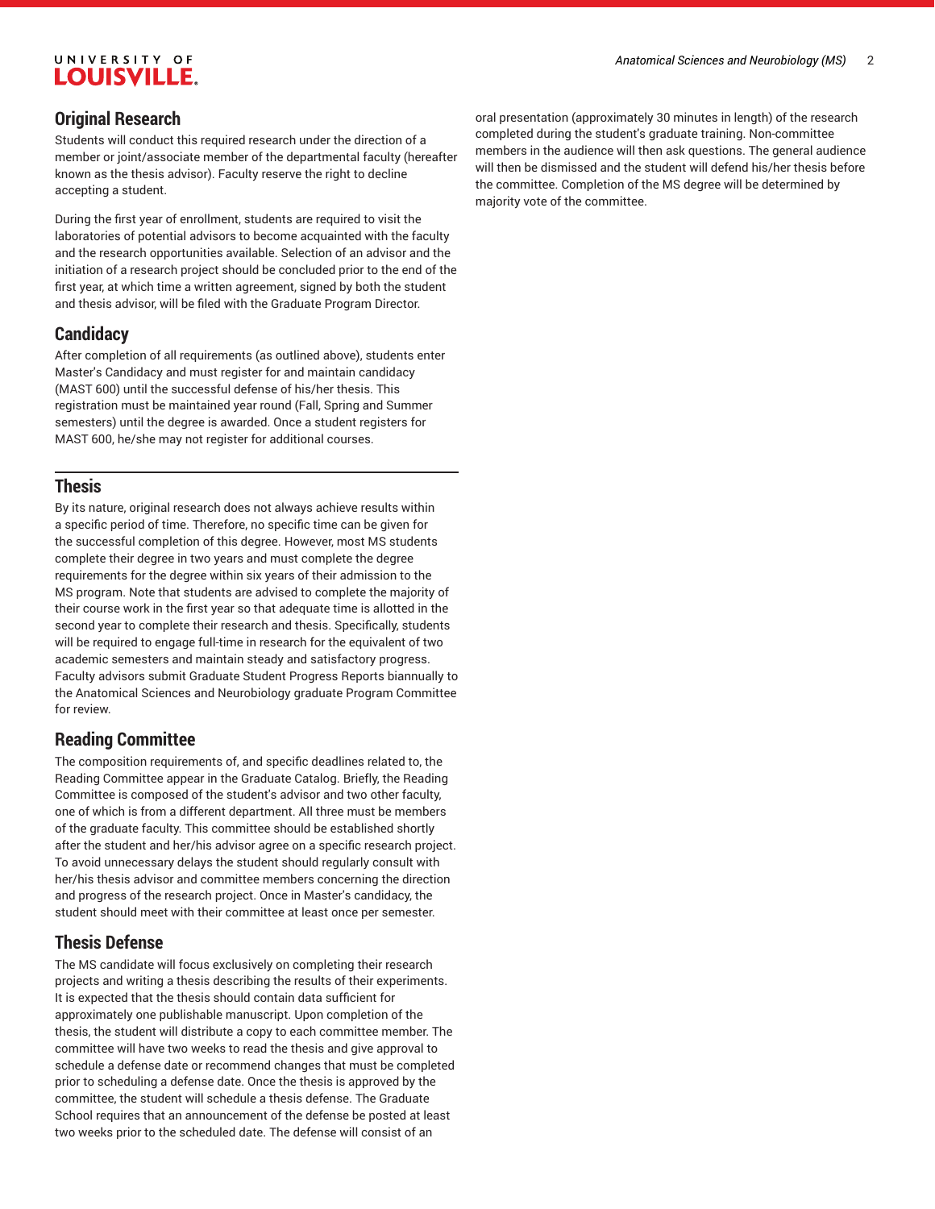## Original Research

Students will conduct this required research under the direction of a member or joint/associate member of the departmental faculty (hereafter known as the thesis advisor). Faculty reserve the right to decline accepting a student.

During the first year of enrollment, students are required to visit the laboratories of potential advisors to become acquainted with the faculty and the research opportunities available. Selection of an advisor and the initiation of a research project should be concluded prior to the end of the first year, at which time a written agreement, signed by both the student and thesis advisor, will be filed with the Graduate Program Director.

## Candidacy

After completion of all requirements (as outlined above), students enter Master's Candidacy and must register for and maintain candidacy (MAST 600) until the successful defense of his/her thesis. This registration must be maintained year round (Fall, Spring and Summer semesters) until the degree is awarded. Once a student registers for MAST 600, he/she may not register for additional courses.

## Thesis

By its nature, original research does not always achieve results within a specific period of time. Therefore, no specific time can be given for the successful completion of this degree. However, most MS students complete their degree in two years and must complete the degree requirements for the degree within six years of their admission to the MS program. Note that students are advised to complete the majority of their course work in the first year so that adequate time is allotted in the second year to complete their research and thesis. Specifically, students will be required to engage full-time in research for the equivalent of two academic semesters and maintain steady and satisfactory progress. Faculty advisors submit Graduate Student Progress Reports biannually to the Anatomical Sciences and Neurobiology graduate Program Committee for review.

## Reading Committee

The composition requirements of, and specific deadlines related to, the Reading Committee appear in the Graduate Catalog. Briefly, the Reading Committee is composed of the student's advisor and two other faculty, one of which is from a different department. All three must be members of the graduate faculty. This committee should be established shortly after the student and her/his advisor agree on a specific research project. To avoid unnecessary delays the student should regularly consult with her/his thesis advisor and committee members concerning the direction and progress of the research project. Once in Master's candidacy, the student should meet with their committee at least once per semester.

## Thesis Defense

The MS candidate will focus exclusively on completing their research projects and writing a thesis describing the results of their experiments. It is expected that the thesis should contain data sufficient for approximately one publishable manuscript. Upon completion of the thesis, the student will distribute a copy to each committee member. The committee will have two weeks to read the thesis and give approval to schedule a defense date or recommend changes that must be completed prior to scheduling a defense date. Once the thesis is approved by the committee, the student will schedule a thesis defense. The Graduate School requires that an announcement of the defense be posted at least two weeks prior to the scheduled date. The defense will consist of an oral presentation (approximately 30 minutes in length) of the research completed during the student's graduate training. Non-committee members in the audience will then ask questions. The general audience will then be dismissed and the student will defend his/her thesis before the committee. Completion of the MS degree will be determined by majority vote of the committee.